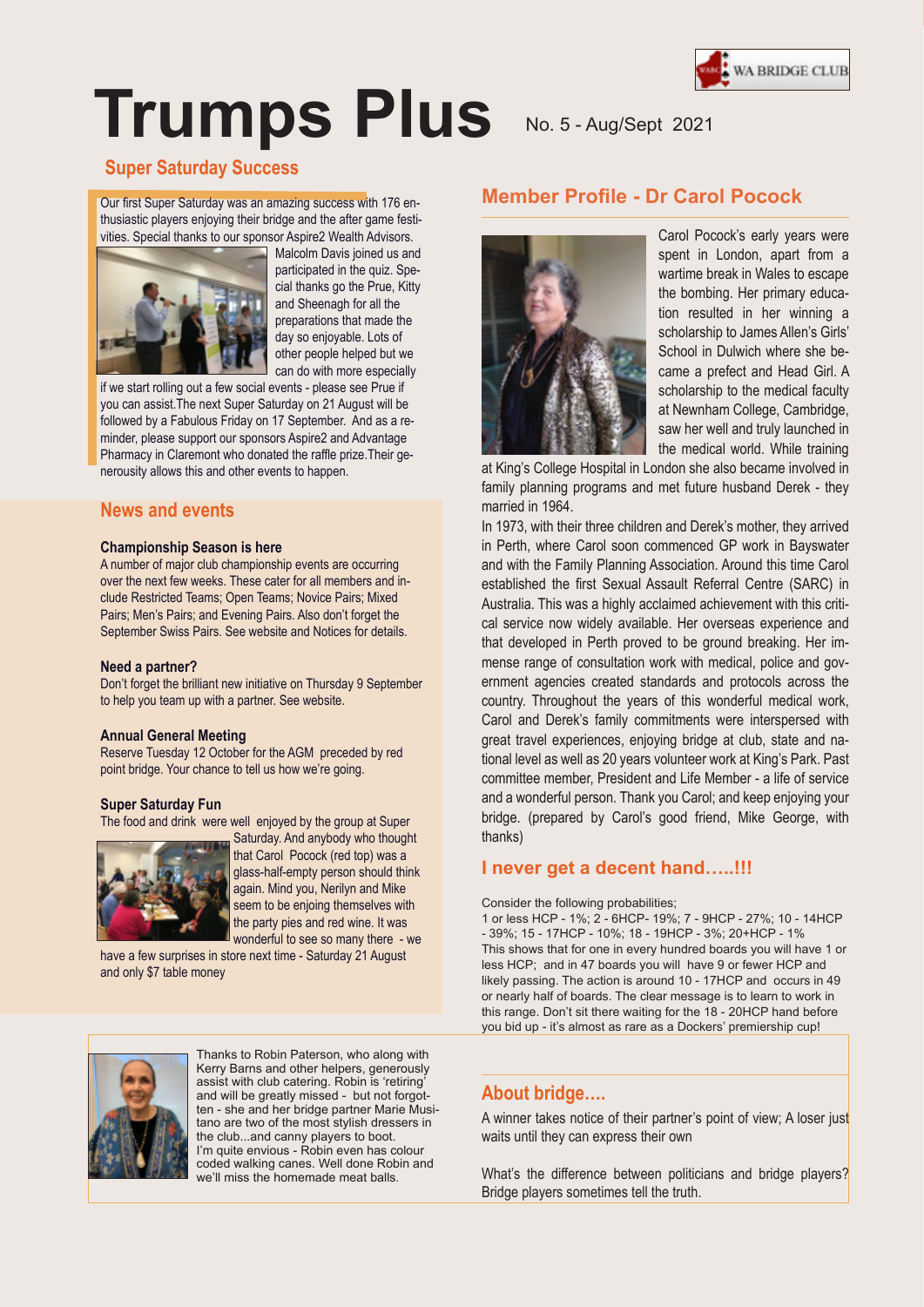# Trumps Plus

No. 5 - Aug/Sept 2021

WA BRIDGE CLUB

## Super Saturday Success

Our first Super Saturday was an amazing success with 176 enthusiastic players enjoying their bridge and the after game festivities. Special thanks to our sponsor Aspire2 Wealth Advisors. Malcolm Davis joined us and participated in the quiz. Special thanks go the Prue, Kitty and Sheenagh for all the preparations that made the day so enjoyable. Lots of other people helped but we can do with more especially if we start rolling out a few social events - please see Prue if you can assist.The next Super Saturday on 21 August will be followed by a Fabulous Friday on 17 September. And as a reminder, please support our sponsors Aspire2 and Advantage Pharmacy in Claremont who donated the raffle prize.Their generousity allows this and other events to happen.

## News and events

### Championship Season is here

A number of major club championship events are occurring over the next few weeks. These cater for all members and include Restricted Teams; Open Teams; Novice Pairs; Mixed Pairs; Men's Pairs; and Evening Pairs. Also don't forget the September Swiss Pairs. See website and Notices for details.

### Need a partner?

Don't forget the brilliant new initiative on Thursday 9 September to help you team up with a partner. See website.

### Annual General Meeting

Reserve Tuesday 12 October for the AGM preceded by red point bridge. Your chance to tell us how we're going.

### Super Saturday Fun

The food and drink were well enjoyed by the group at Super Saturday. And anybody who thought that Carol Pocock (red top) was a glass-half-empty person should think again. Mind you, Nerilyn and Mike seem to be enjoing themselves with the party pies and red wine. It was wonderful to see so many there - we have a few surprises in store next time - Saturday 21 August and only $7 table money

Thanks to Robin Paterson, who along with Kerry Barns and other helpers, generously assist with club catering. Robin is 'retiring' and will be greatly missed - but not forgotten - she and her bridge partner Marie Musitano are two of the most stylish dressers in the club...and canny players to boot. I'm quite envious - Robin even has colour coded walking canes. Well done Robin and we'll miss the homemade meat balls.

## Member Profile - Dr Carol Pocock

Carol Pocock's early years were spent in London, apart from a wartime break in Wales to escape the bombing. Her primary education resulted in her winning a scholarship to James Allen's Girls' School in Dulwich where she became a prefect and Head Girl. A scholarship to the medical faculty at Newnham College, Cambridge, saw her well and truly launched in the medical world. While training at King's College Hospital in London she also became involved in family planning programs and met future husband Derek - they married in 1964.

In 1973, with their three children and Derek's mother, they arrived in Perth, where Carol soon commenced GP work in Bayswater and with the Family Planning Association. Around this time Carol established the first Sexual Assault Referral Centre (SARC) in Australia. This was a highly acclaimed achievement with this critical service now widely available. Her overseas experience and that developed in Perth proved to be ground breaking. Her immense range of consultation work with medical, police and government agencies created standards and protocols across the country. Throughout the years of this wonderful medical work, Carol and Derek's family commitments were interspersed with great travel experiences, enjoying bridge at club, state and national level as well as 20 years volunteer work at King's Park. Past committee member, President and Life Member - a life of service and a wonderful person. Thank you Carol; and keep enjoying your bridge. (prepared by Carol's good friend, Mike George, with thanks)

## I never get a decent hand…..!!!

Consider the following probabilities;
1 or less HCP - 1%; 2 - 6HCP- 19%; 7 - 9HCP - 27%; 10 - 14HCP - 39%; 15 - 17HCP - 10%; 18 - 19HCP - 3%; 20+HCP - 1%
This shows that for one in every hundred boards you will have 1 or less HCP; and in 47 boards you will have 9 or fewer HCP and likely passing. The action is around 10 - 17HCP and occurs in 49 or nearly half of boards. The clear message is to learn to work in this range. Don't sit there waiting for the 18 - 20HCP hand before you bid up - it's almost as rare as a Dockers' premiership cup!

## About bridge….

A winner takes notice of their partner's point of view; A loser just waits until they can express their own

What's the difference between politicians and bridge players? Bridge players sometimes tell the truth.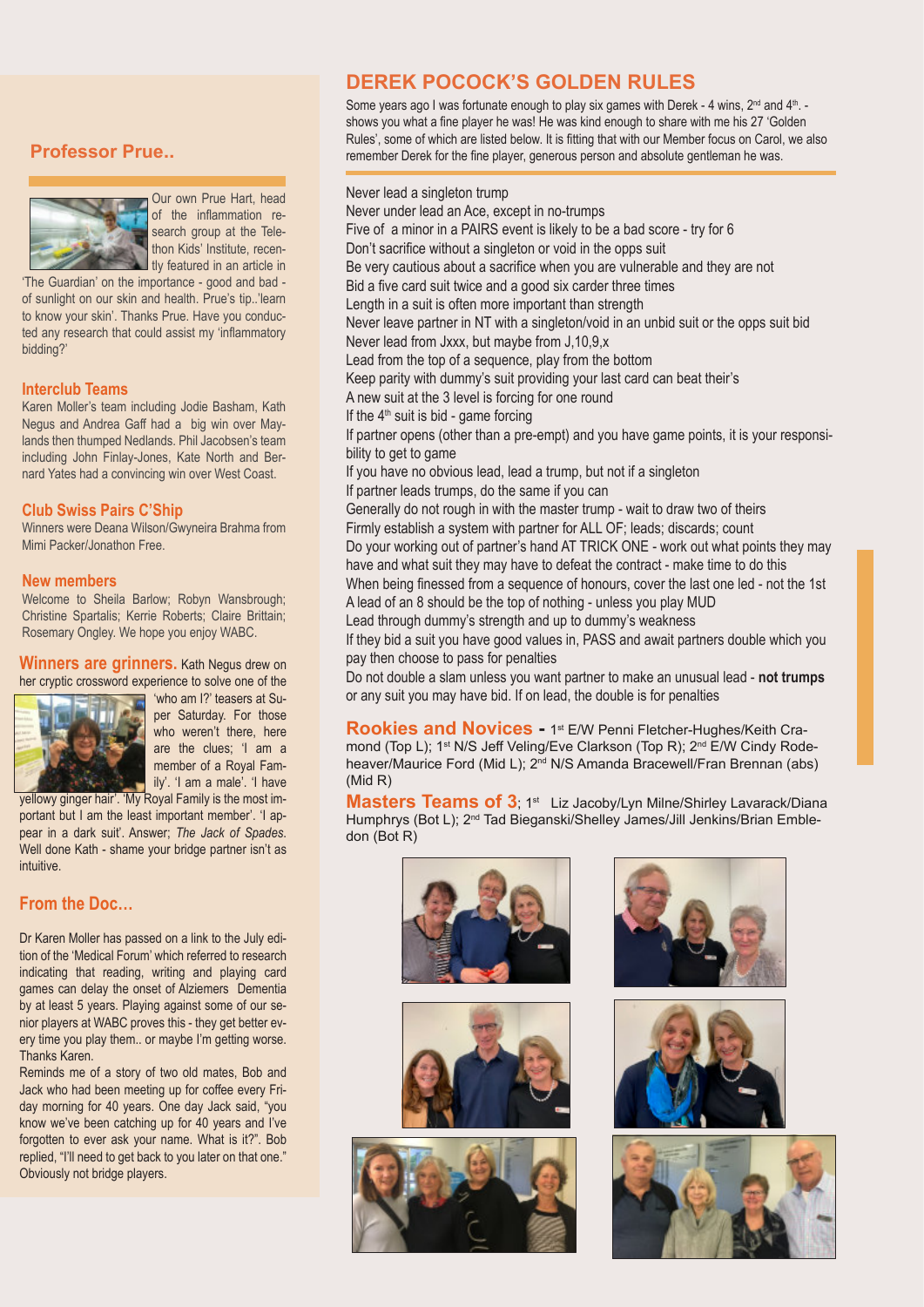## Professor Prue..

Our own Prue Hart, head of the inflammation research group at the Telethon Kids' Institute, recently featured in an article in 'The Guardian' on the importance - good and bad - of sunlight on our skin and health. Prue's tip..'learn to know your skin'. Thanks Prue. Have you conducted any research that could assist my 'inflammatory bidding?'

### Interclub Teams

Karen Moller's team including Jodie Basham, Kath Negus and Andrea Gaff had a big win over Maylands then thumped Nedlands. Phil Jacobsen's team including John Finlay-Jones, Kate North and Bernard Yates had a convincing win over West Coast.

### Club Swiss Pairs C'Ship

Winners were Deana Wilson/Gwyneira Brahma from Mimi Packer/Jonathon Free.

### New members

Welcome to Sheila Barlow; Robyn Wansbrough; Christine Spartalis; Kerrie Roberts; Claire Brittain; Rosemary Ongley. We hope you enjoy WABC.

**Winners are grinners.** Kath Negus drew on her cryptic crossword experience to solve one of the 'who am I?' teasers at Super Saturday. For those who weren't there, here are the clues; 'I am a member of a Royal Family'. 'I am a male'. 'I have yellowy ginger hair'. 'My Royal Family is the most important but I am the least important member'. 'I appear in a dark suit'. Answer; *The Jack of Spades.* Well done Kath - shame your bridge partner isn't as intuitive.

## From the Doc…

Dr Karen Moller has passed on a link to the July edition of the 'Medical Forum' which referred to research indicating that reading, writing and playing card games can delay the onset of Alziemers Dementia by at least 5 years. Playing against some of our senior players at WABC proves this - they get better every time you play them.. or maybe I'm getting worse. Thanks Karen.

Reminds me of a story of two old mates, Bob and Jack who had been meeting up for coffee every Friday morning for 40 years. One day Jack said, "you know we've been catching up for 40 years and I've forgotten to ever ask your name. What is it?". Bob replied, "I'll need to get back to you later on that one." Obviously not bridge players.

## DEREK POCOCK'S GOLDEN RULES

Some years ago I was fortunate enough to play six games with Derek - 4 wins, 2nd and 4th. - shows you what a fine player he was! He was kind enough to share with me his 27 'Golden Rules', some of which are listed below. It is fitting that with our Member focus on Carol, we also remember Derek for the fine player, generous person and absolute gentleman he was.

Never lead a singleton trump
Never under lead an Ace, except in no-trumps
Five of a minor in a PAIRS event is likely to be a bad score - try for 6
Don't sacrifice without a singleton or void in the opps suit
Be very cautious about a sacrifice when you are vulnerable and they are not
Bid a five card suit twice and a good six carder three times
Length in a suit is often more important than strength
Never leave partner in NT with a singleton/void in an unbid suit or the opps suit bid
Never lead from Jxxx, but maybe from J,10,9,x
Lead from the top of a sequence, play from the bottom
Keep parity with dummy's suit providing your last card can beat their's
A new suit at the 3 level is forcing for one round
If the 4th suit is bid - game forcing
If partner opens (other than a pre-empt) and you have game points, it is your responsibility to get to game
If you have no obvious lead, lead a trump, but not if a singleton
If partner leads trumps, do the same if you can
Generally do not rough in with the master trump - wait to draw two of theirs
Firmly establish a system with partner for ALL OF; leads; discards; count
Do your working out of partner's hand AT TRICK ONE - work out what points they may have and what suit they may have to defeat the contract - make time to do this
When being finessed from a sequence of honours, cover the last one led - not the 1st
A lead of an 8 should be the top of nothing - unless you play MUD
Lead through dummy's strength and up to dummy's weakness
If they bid a suit you have good values in, PASS and await partners double which you pay then choose to pass for penalties
Do not double a slam unless you want partner to make an unusual lead - **not trumps** or any suit you may have bid. If on lead, the double is for penalties

**Rookies and Novices -** 1st E/W Penni Fletcher-Hughes/Keith Cramond (Top L); 1st N/S Jeff Veling/Eve Clarkson (Top R); 2nd E/W Cindy Rodeheaver/Maurice Ford (Mid L); 2nd N/S Amanda Bracewell/Fran Brennan (abs) (Mid R)

**Masters Teams of 3**; 1st Liz Jacoby/Lyn Milne/Shirley Lavarack/Diana Humphrys (Bot L); 2nd Tad Bieganski/Shelley James/Jill Jenkins/Brian Embledon (Bot R)